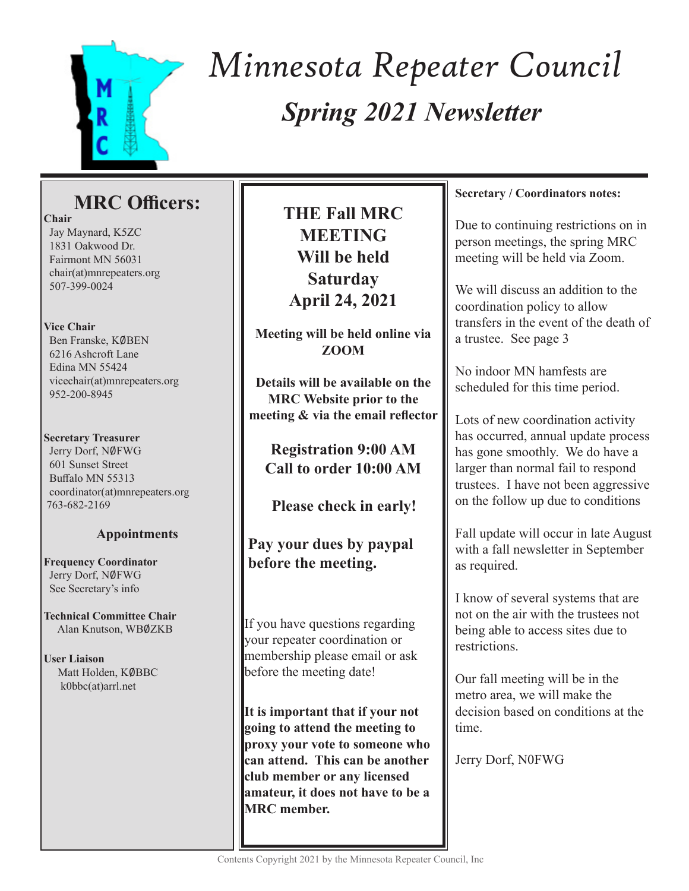# Minnesota Repeater Council

## *Spring 2021 Newsletter*

## MRC Officers:

**Chair**
Jay Maynard, K5ZC
1831 Oakwood Dr.
Fairmont MN 56031
chair(at)mnrepeaters.org
507-399-0024

**Vice Chair**
Ben Franske, KØBEN
6216 Ashcroft Lane
Edina MN 55424
vicechair(at)mnrepeaters.org
952-200-8945

**Secretary Treasurer**
Jerry Dorf, NØFWG
601 Sunset Street
Buffalo MN 55313
coordinator(at)mnrepeaters.org
763-682-2169

### Appointments

**Frequency Coordinator**
Jerry Dorf, NØFWG
See Secretary's info

**Technical Committee Chair**
Alan Knutson, WBØZKB

**User Liaison**
Matt Holden, KØBBC
k0bbc(at)arrl.net

---

**THE Fall MRC MEETING Will be held Saturday April 24, 2021**

**Meeting will be held online via ZOOM**

**Details will be available on the MRC Website prior to the meeting & via the email reflector**

**Registration 9:00 AM**
**Call to order 10:00 AM**

**Please check in early!**

**Pay your dues by paypal before the meeting.**

If you have questions regarding your repeater coordination or membership please email or ask before the meeting date!

**It is important that if your not going to attend the meeting to proxy your vote to someone who can attend. This can be another club member or any licensed amateur, it does not have to be a MRC member.**

---

**Secretary / Coordinators notes:**

Due to continuing restrictions on in person meetings, the spring MRC meeting will be held via Zoom.

We will discuss an addition to the coordination policy to allow transfers in the event of the death of a trustee. See page 3

No indoor MN hamfests are scheduled for this time period.

Lots of new coordination activity has occurred, annual update process has gone smoothly. We do have a larger than normal fail to respond trustees. I have not been aggressive on the follow up due to conditions

Fall update will occur in late August with a fall newsletter in September as required.

I know of several systems that are not on the air with the trustees not being able to access sites due to restrictions.

Our fall meeting will be in the metro area, we will make the decision based on conditions at the time.

Jerry Dorf, N0FWG

Contents Copyright 2021 by the Minnesota Repeater Council, Inc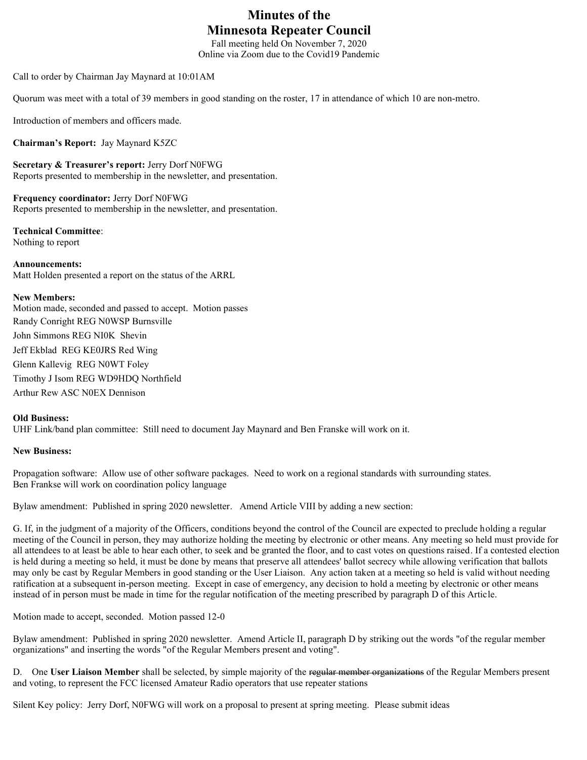# Minutes of the Minnesota Repeater Council

Fall meeting held On November 7, 2020
Online via Zoom due to the Covid19 Pandemic

Call to order by Chairman Jay Maynard at 10:01AM

Quorum was meet with a total of 39 members in good standing on the roster, 17 in attendance of which 10 are non-metro.

Introduction of members and officers made.

**Chairman's Report:** Jay Maynard K5ZC

**Secretary & Treasurer's report:** Jerry Dorf N0FWG
Reports presented to membership in the newsletter, and presentation.

**Frequency coordinator:** Jerry Dorf N0FWG
Reports presented to membership in the newsletter, and presentation.

**Technical Committee**:
Nothing to report

**Announcements:**
Matt Holden presented a report on the status of the ARRL

**New Members:**
Motion made, seconded and passed to accept. Motion passes

Randy Conright REG N0WSP Burnsville

John Simmons REG NI0K Shevin

Jeff Ekblad REG KE0JRS Red Wing

Glenn Kallevig REG N0WT Foley

Timothy J Isom REG WD9HDQ Northfield

Arthur Rew ASC N0EX Dennison

**Old Business:**
UHF Link/band plan committee: Still need to document Jay Maynard and Ben Franske will work on it.

**New Business:**

Propagation software: Allow use of other software packages. Need to work on a regional standards with surrounding states.
Ben Frankse will work on coordination policy language

Bylaw amendment: Published in spring 2020 newsletter. Amend Article VIII by adding a new section:

G. If, in the judgment of a majority of the Officers, conditions beyond the control of the Council are expected to preclude holding a regular meeting of the Council in person, they may authorize holding the meeting by electronic or other means. Any meeting so held must provide for all attendees to at least be able to hear each other, to seek and be granted the floor, and to cast votes on questions raised. If a contested election is held during a meeting so held, it must be done by means that preserve all attendees' ballot secrecy while allowing verification that ballots may only be cast by Regular Members in good standing or the User Liaison. Any action taken at a meeting so held is valid without needing ratification at a subsequent in-person meeting. Except in case of emergency, any decision to hold a meeting by electronic or other means instead of in person must be made in time for the regular notification of the meeting prescribed by paragraph D of this Article.

Motion made to accept, seconded. Motion passed 12-0

Bylaw amendment: Published in spring 2020 newsletter. Amend Article II, paragraph D by striking out the words "of the regular member organizations" and inserting the words "of the Regular Members present and voting".

D. One **User Liaison Member** shall be selected, by simple majority of the ~~regular member organizations~~ of the Regular Members present and voting, to represent the FCC licensed Amateur Radio operators that use repeater stations

Silent Key policy: Jerry Dorf, N0FWG will work on a proposal to present at spring meeting. Please submit ideas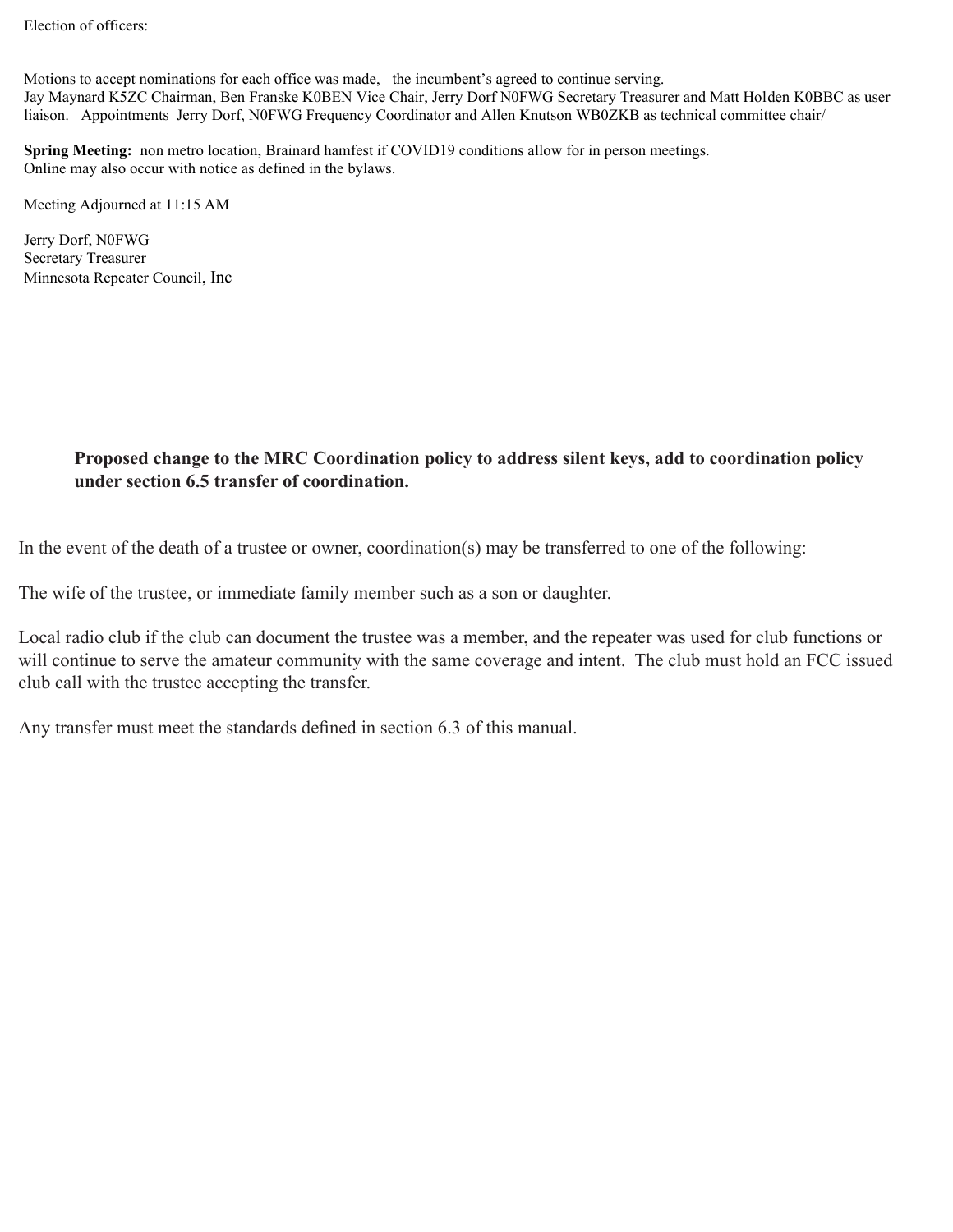Election of officers:

Motions to accept nominations for each office was made, the incumbent's agreed to continue serving.
Jay Maynard K5ZC Chairman, Ben Franske K0BEN Vice Chair, Jerry Dorf N0FWG Secretary Treasurer and Matt Holden K0BBC as user liaison. Appointments Jerry Dorf, N0FWG Frequency Coordinator and Allen Knutson WB0ZKB as technical committee chair/

**Spring Meeting:** non metro location, Brainard hamfest if COVID19 conditions allow for in person meetings.
Online may also occur with notice as defined in the bylaws.

Meeting Adjourned at 11:15 AM

Jerry Dorf, N0FWG
Secretary Treasurer
Minnesota Repeater Council, Inc

**Proposed change to the MRC Coordination policy to address silent keys, add to coordination policy under section 6.5 transfer of coordination.**

In the event of the death of a trustee or owner, coordination(s) may be transferred to one of the following:

The wife of the trustee, or immediate family member such as a son or daughter.

Local radio club if the club can document the trustee was a member, and the repeater was used for club functions or will continue to serve the amateur community with the same coverage and intent. The club must hold an FCC issued club call with the trustee accepting the transfer.

Any transfer must meet the standards defined in section 6.3 of this manual.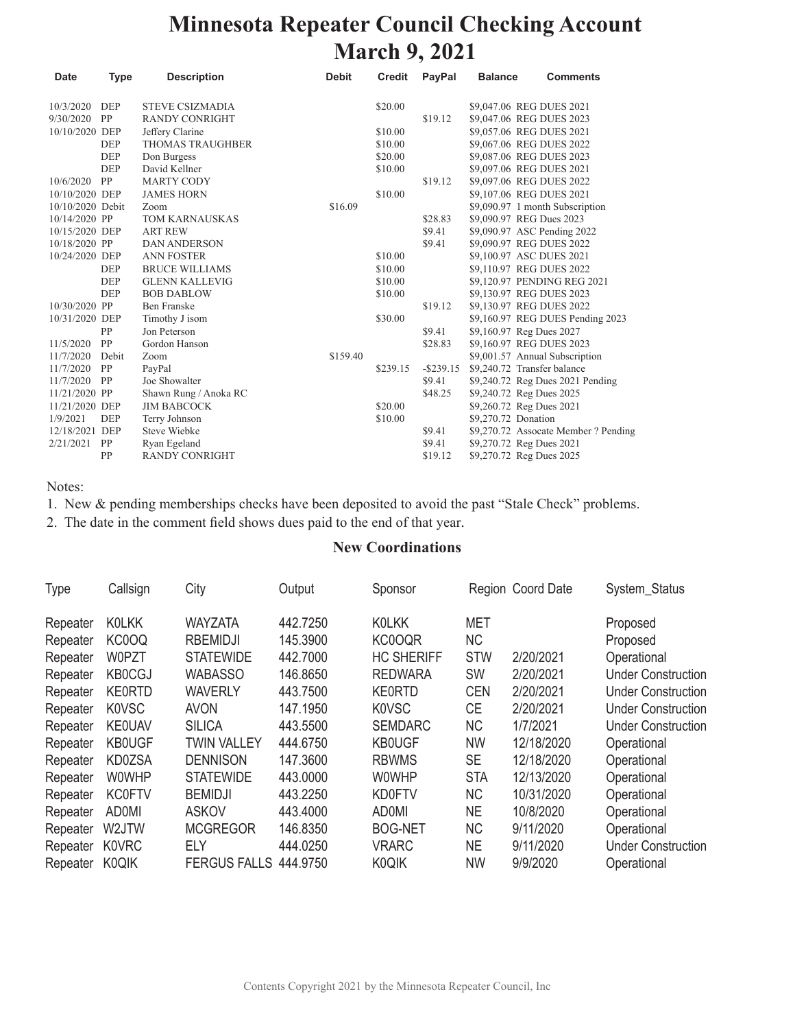# Minnesota Repeater Council Checking Account
# March 9, 2021

| Date | Type | Description | Debit | Credit | PayPal | Balance | Comments |
|---|---|---|---|---|---|---|---|
| 10/3/2020 | DEP | STEVE CSIZMADIA | | $20.00 | | $9,047.06 | REG DUES 2021 |
| 9/30/2020 | PP | RANDY CONRIGHT | | | $19.12 | $9,047.06 | REG DUES 2023 |
| 10/10/2020 | DEP | Jeffery Clarine | | $10.00 | | $9,057.06 | REG DUES 2021 |
| | DEP | THOMAS TRAUGHBER | | $10.00 | | $9,067.06 | REG DUES 2022 |
| | DEP | Don Burgess | | $20.00 | | $9,087.06 | REG DUES 2023 |
| | DEP | David Kellner | | $10.00 | | $9,097.06 | REG DUES 2021 |
| 10/6/2020 | PP | MARTY CODY | | | $19.12 | $9,097.06 | REG DUES 2022 |
| 10/10/2020 | DEP | JAMES HORN | | $10.00 | | $9,107.06 | REG DUES 2021 |
| 10/10/2020 | Debit | Zoom | $16.09 | | | $9,090.97 | 1 month Subscription |
| 10/14/2020 | PP | TOM KARNAUSKAS | | | $28.83 | $9,090.97 | REG Dues 2023 |
| 10/15/2020 | DEP | ART REW | | | $9.41 | $9,090.97 | ASC Pending 2022 |
| 10/18/2020 | PP | DAN ANDERSON | | | $9.41 | $9,090.97 | REG DUES 2022 |
| 10/24/2020 | DEP | ANN FOSTER | | $10.00 | | $9,100.97 | ASC DUES 2021 |
| | DEP | BRUCE WILLIAMS | | $10.00 | | $9,110.97 | REG DUES 2022 |
| | DEP | GLENN KALLEVIG | | $10.00 | | $9,120.97 | PENDING REG 2021 |
| | DEP | BOB DABLOW | | $10.00 | | $9,130.97 | REG DUES 2023 |
| 10/30/2020 | PP | Ben Franske | | | $19.12 | $9,130.97 | REG DUES 2022 |
| 10/31/2020 | DEP | Timothy J isom | | $30.00 | | $9,160.97 | REG DUES Pending 2023 |
| | PP | Jon Peterson | | | $9.41 | $9,160.97 | Reg Dues 2027 |
| 11/5/2020 | PP | Gordon Hanson | | | $28.83 | $9,160.97 | REG DUES 2023 |
| 11/7/2020 | Debit | Zoom | $159.40 | | | $9,001.57 | Annual Subscription |
| 11/7/2020 | PP | PayPal | | $239.15 | -$239.15 | $9,240.72 | Transfer balance |
| 11/7/2020 | PP | Joe Showalter | | | $9.41 | $9,240.72 | Reg Dues 2021 Pending |
| 11/21/2020 | PP | Shawn Rung / Anoka RC | | | $48.25 | $9,240.72 | Reg Dues 2025 |
| 11/21/2020 | DEP | JIM BABCOCK | | $20.00 | | $9,260.72 | Reg Dues 2021 |
| 1/9/2021 | DEP | Terry Johnson | | $10.00 | | $9,270.72 | Donation |
| 12/18/2021 | DEP | Steve Wiebke | | | $9.41 | $9,270.72 | Assocate Member ? Pending |
| 2/21/2021 | PP | Ryan Egeland | | | $9.41 | $9,270.72 | Reg Dues 2021 |
| | PP | RANDY CONRIGHT | | | $19.12 | $9,270.72 | Reg Dues 2025 |

Notes:

1. New & pending memberships checks have been deposited to avoid the past "Stale Check" problems.
2. The date in the comment field shows dues paid to the end of that year.

### New Coordinations

| Type | Callsign | City | Output | Sponsor | Region | Coord Date | System_Status |
|---|---|---|---|---|---|---|---|
| Repeater | K0LKK | WAYZATA | 442.7250 | K0LKK | MET | | Proposed |
| Repeater | KC0OQ | RBEMIDJI | 145.3900 | KC0OQR | NC | | Proposed |
| Repeater | W0PZT | STATEWIDE | 442.7000 | HC SHERIFF | STW | 2/20/2021 | Operational |
| Repeater | KB0CGJ | WABASSO | 146.8650 | REDWARA | SW | 2/20/2021 | Under Construction |
| Repeater | KE0RTD | WAVERLY | 443.7500 | KE0RTD | CEN | 2/20/2021 | Under Construction |
| Repeater | K0VSC | AVON | 147.1950 | K0VSC | CE | 2/20/2021 | Under Construction |
| Repeater | KE0UAV | SILICA | 443.5500 | SEMDARC | NC | 1/7/2021 | Under Construction |
| Repeater | KB0UGF | TWIN VALLEY | 444.6750 | KB0UGF | NW | 12/18/2020 | Operational |
| Repeater | KD0ZSA | DENNISON | 147.3600 | RBWMS | SE | 12/18/2020 | Operational |
| Repeater | W0WHP | STATEWIDE | 443.0000 | W0WHP | STA | 12/13/2020 | Operational |
| Repeater | KC0FTV | BEMIDJI | 443.2250 | KD0FTV | NC | 10/31/2020 | Operational |
| Repeater | AD0MI | ASKOV | 443.4000 | AD0MI | NE | 10/8/2020 | Operational |
| Repeater | W2JTW | MCGREGOR | 146.8350 | BOG-NET | NC | 9/11/2020 | Operational |
| Repeater | K0VRC | ELY | 444.0250 | VRARC | NE | 9/11/2020 | Under Construction |
| Repeater | K0QIK | FERGUS FALLS | 444.9750 | K0QIK | NW | 9/9/2020 | Operational |

Contents Copyright 2021 by the Minnesota Repeater Council, Inc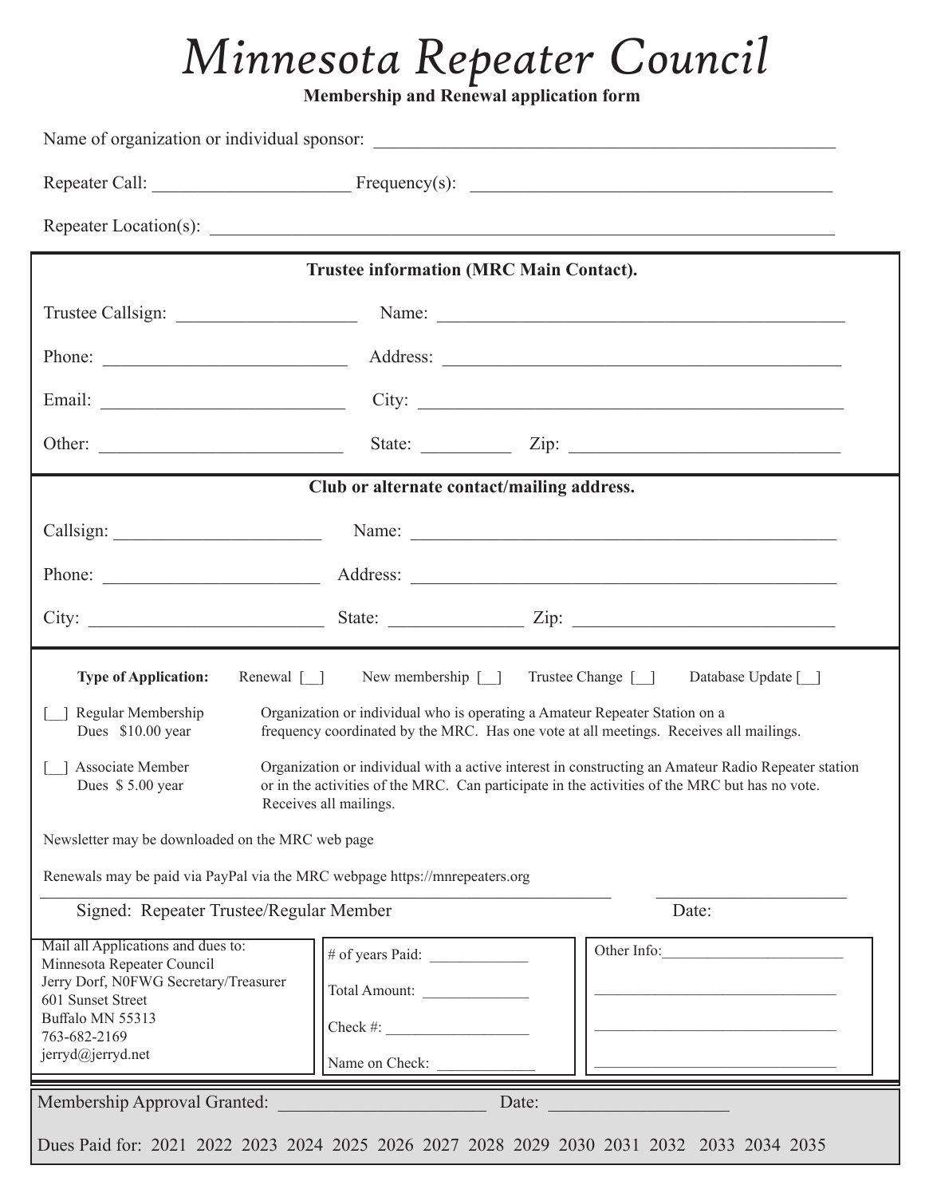# Minnesota Repeater Council

**Membership and Renewal application form**

Name of organization or individual sponsor: ____________________________________________________

Repeater Call: ______________________ Frequency(s): ________________________________________

Repeater Location(s): ______________________________________________________________________

**Trustee information (MRC Main Contact).**

Trustee Callsign: ____________________ Name: _____________________________________________

Phone: ___________________________ Address: _____________________________________________

Email: ___________________________ City: ________________________________________________

Other: ___________________________ State: __________ Zip: ______________________________

**Club or alternate contact/mailing address.**

Callsign: _______________________ Name: ________________________________________________

Phone: ________________________ Address: ______________________________________________

City: ___________________________ State: _______________ Zip: _____________________________

**Type of Application:** Renewal [__] New membership [__] Trustee Change [__] Database Update [__]

[__] Regular Membership
Dues $10.00 year
Organization or individual who is operating a Amateur Repeater Station on a frequency coordinated by the MRC. Has one vote at all meetings. Receives all mailings.

[__] Associate Member
Dues $ 5.00 year
Organization or individual with a active interest in constructing an Amateur Radio Repeater station or in the activities of the MRC. Can participate in the activities of the MRC but has no vote. Receives all mailings.

Newsletter may be downloaded on the MRC web page

Renewals may be paid via PayPal via the MRC webpage https://mnrepeaters.org

________________________________________________________________ ______________________

Signed: Repeater Trustee/Regular Member Date:

Mail all Applications and dues to:
Minnesota Repeater Council
Jerry Dorf, N0FWG Secretary/Treasurer
601 Sunset Street
Buffalo MN 55313
763-682-2169
jerryd@jerryd.net

# of years Paid: ____________

Total Amount: ______________

Check #: ___________________

Name on Check: _____________

Other Info:________________________

________________________________

________________________________

________________________________

Membership Approval Granted: _______________________ Date: ____________________

Dues Paid for: 2021 2022 2023 2024 2025 2026 2027 2028 2029 2030 2031 2032 2033 2034 2035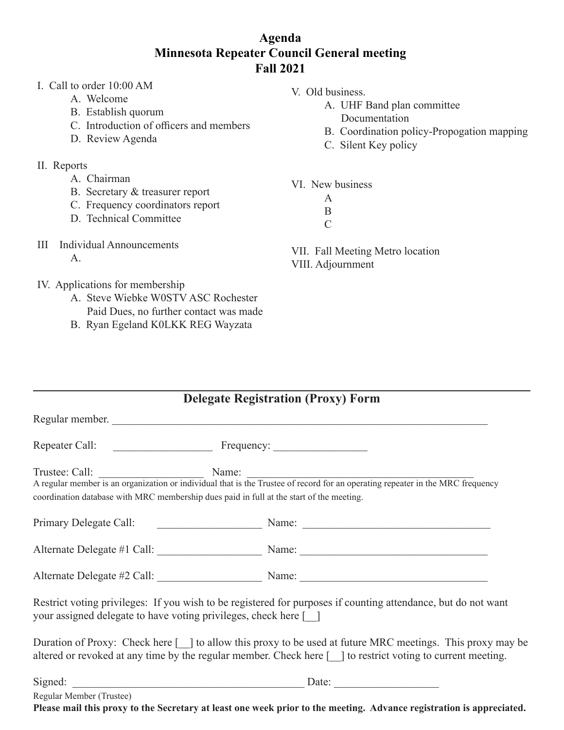# Agenda
# Minnesota Repeater Council General meeting
# Fall 2021

I. Call to order 10:00 AM
   - A. Welcome
   - B. Establish quorum
   - C. Introduction of officers and members
   - D. Review Agenda

II. Reports
   - A. Chairman
   - B. Secretary & treasurer report
   - C. Frequency coordinators report
   - D. Technical Committee

III Individual Announcements
   - A.

IV. Applications for membership
   - A. Steve Wiebke W0STV ASC Rochester
     Paid Dues, no further contact was made
   - B. Ryan Egeland K0LKK REG Wayzata

V. Old business.
   - A. UHF Band plan committee
     Documentation
   - B. Coordination policy-Propogation mapping
   - C. Silent Key policy

VI. New business
   - A
   - B
   - C

VII. Fall Meeting Metro location

VIII. Adjournment

---

## Delegate Registration (Proxy) Form

Regular member. ________________________________________________

Repeater Call: __________________ Frequency: _________________

Trustee: Call: ___________________ Name: __________________________________________

A regular member is an organization or individual that is the Trustee of record for an operating repeater in the MRC frequency coordination database with MRC membership dues paid in full at the start of the meeting.

Primary Delegate Call: ___________________ Name: ___________________________________

Alternate Delegate #1 Call: ___________________ Name: ___________________________________

Alternate Delegate #2 Call: ___________________ Name: ___________________________________

Restrict voting privileges: If you wish to be registered for purposes if counting attendance, but do not want your assigned delegate to have voting privileges, check here [__]

Duration of Proxy: Check here [__] to allow this proxy to be used at future MRC meetings. This proxy may be altered or revoked at any time by the regular member. Check here [__] to restrict voting to current meeting.

Signed: __________________________________________ Date: ___________________

Regular Member (Trustee)

**Please mail this proxy to the Secretary at least one week prior to the meeting. Advance registration is appreciated.**